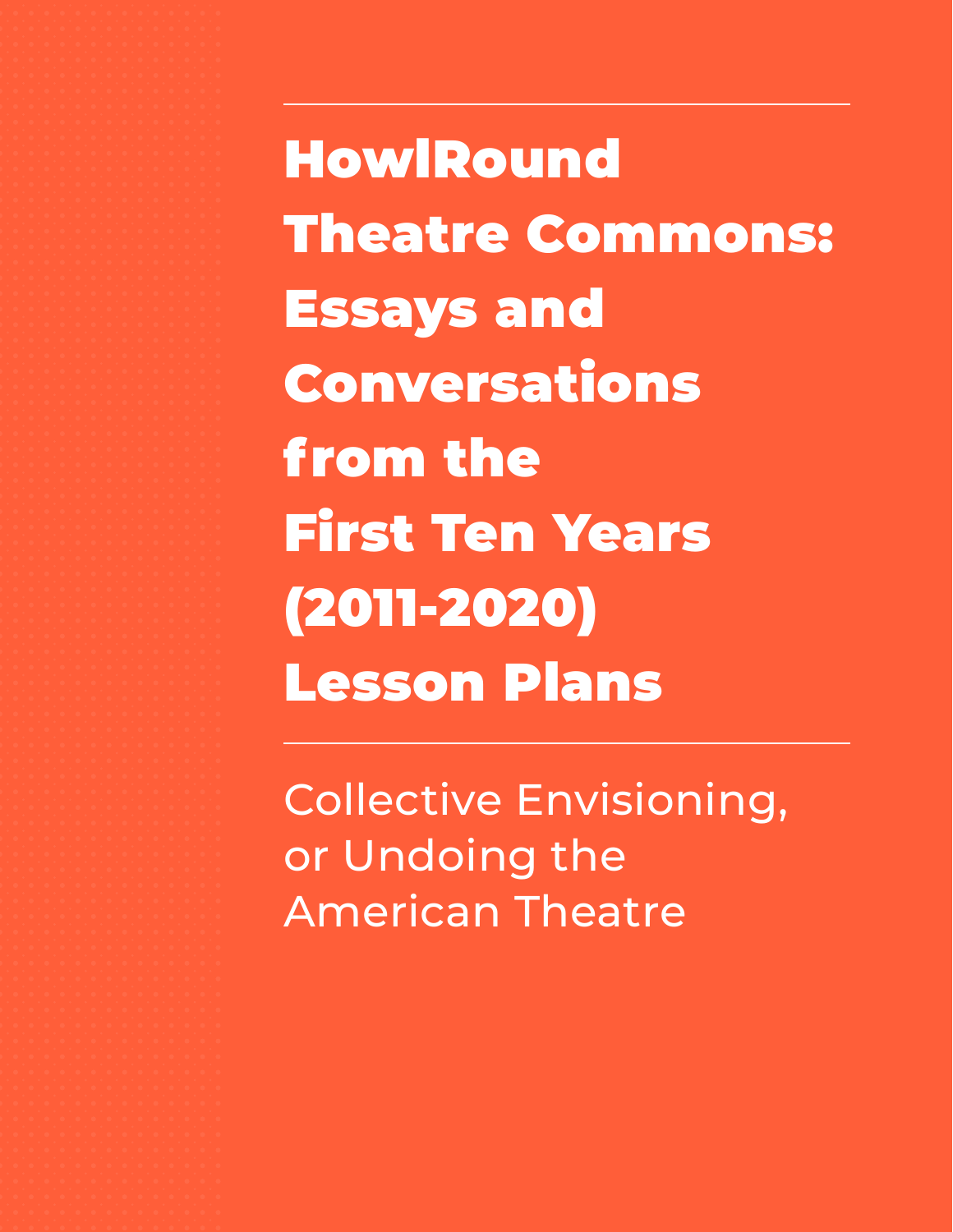# HowlRound Theatre Commons: Essays and Conversations from the First Ten Years (2011-2020) Lesson Plans

Collective Envisioning, or Undoing the American Theatre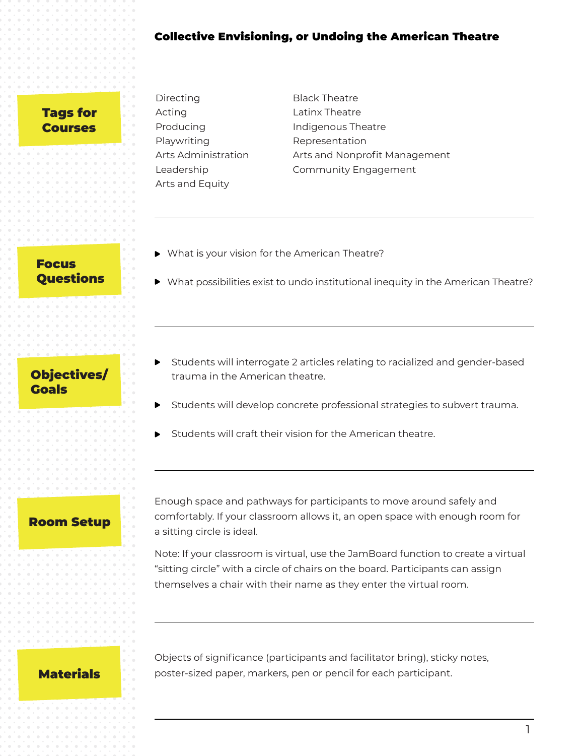# Collective Envisioning, or Undoing the American Theatre

## Tags for Courses

- Directing
- Acting
- Producing
- Playwriting
- Arts Administration
- Leadership
- Arts and Equity
- Black Theatre
- Latinx Theatre
- Indigenous Theatre
- Representation
- Arts and Nonprofit Management
- Community Engagement

## Focus Questions

- What is your vision for the American Theatre?
- What possibilities exist to undo institutional inequity in the American Theatre?

## Objectives/ Goals

- Students will interrogate 2 articles relating to racialized and gender-based trauma in the American theatre.
- Students will develop concrete professional strategies to subvert trauma.
- Students will craft their vision for the American theatre.

## Room Setup

Enough space and pathways for participants to move around safely and comfortably. If your classroom allows it, an open space with enough room for a sitting circle is ideal.

Note: If your classroom is virtual, use the JamBoard function to create a virtual "sitting circle" with a circle of chairs on the board. Participants can assign themselves a chair with their name as they enter the virtual room.

## Materials

Objects of significance (participants and facilitator bring), sticky notes, poster-sized paper, markers, pen or pencil for each participant.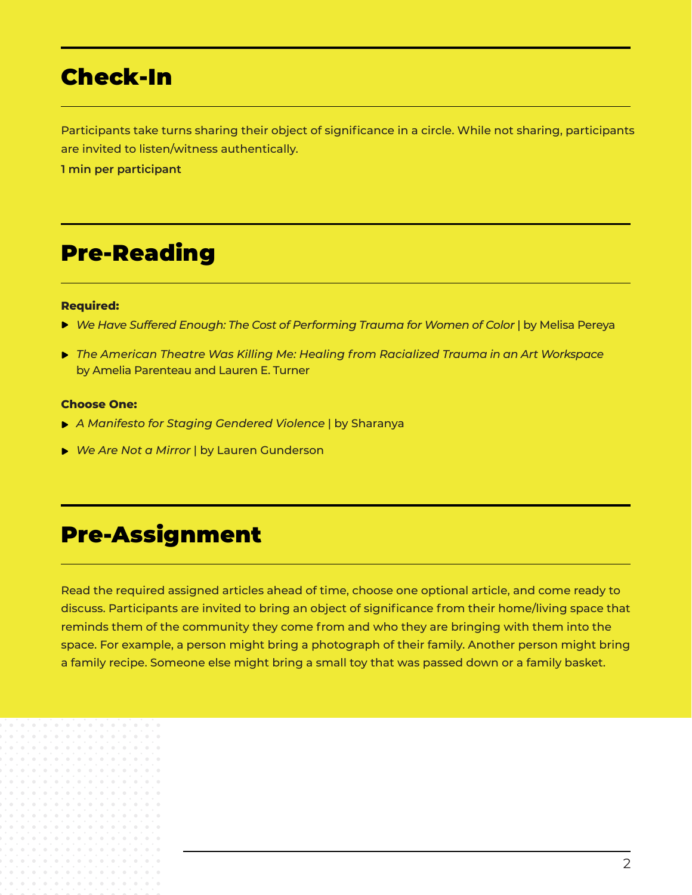## Check-In

Participants take turns sharing their object of significance in a circle. While not sharing, participants are invited to listen/witness authentically.

**1 min per participant**

## Pre-Reading

**Required:**

- *We Have Suffered Enough: The Cost of Performing Trauma for Women of Color* | by Melisa Pereya
- *The American Theatre Was Killing Me: Healing from Racialized Trauma in an Art Workspace* by Amelia Parenteau and Lauren E. Turner

**Choose One:**

- *A Manifesto for Staging Gendered Violence* | by Sharanya
- *We Are Not a Mirror* | by Lauren Gunderson

## Pre-Assignment

Read the required assigned articles ahead of time, choose one optional article, and come ready to discuss. Participants are invited to bring an object of significance from their home/living space that reminds them of the community they come from and who they are bringing with them into the space. For example, a person might bring a photograph of their family. Another person might bring a family recipe. Someone else might bring a small toy that was passed down or a family basket.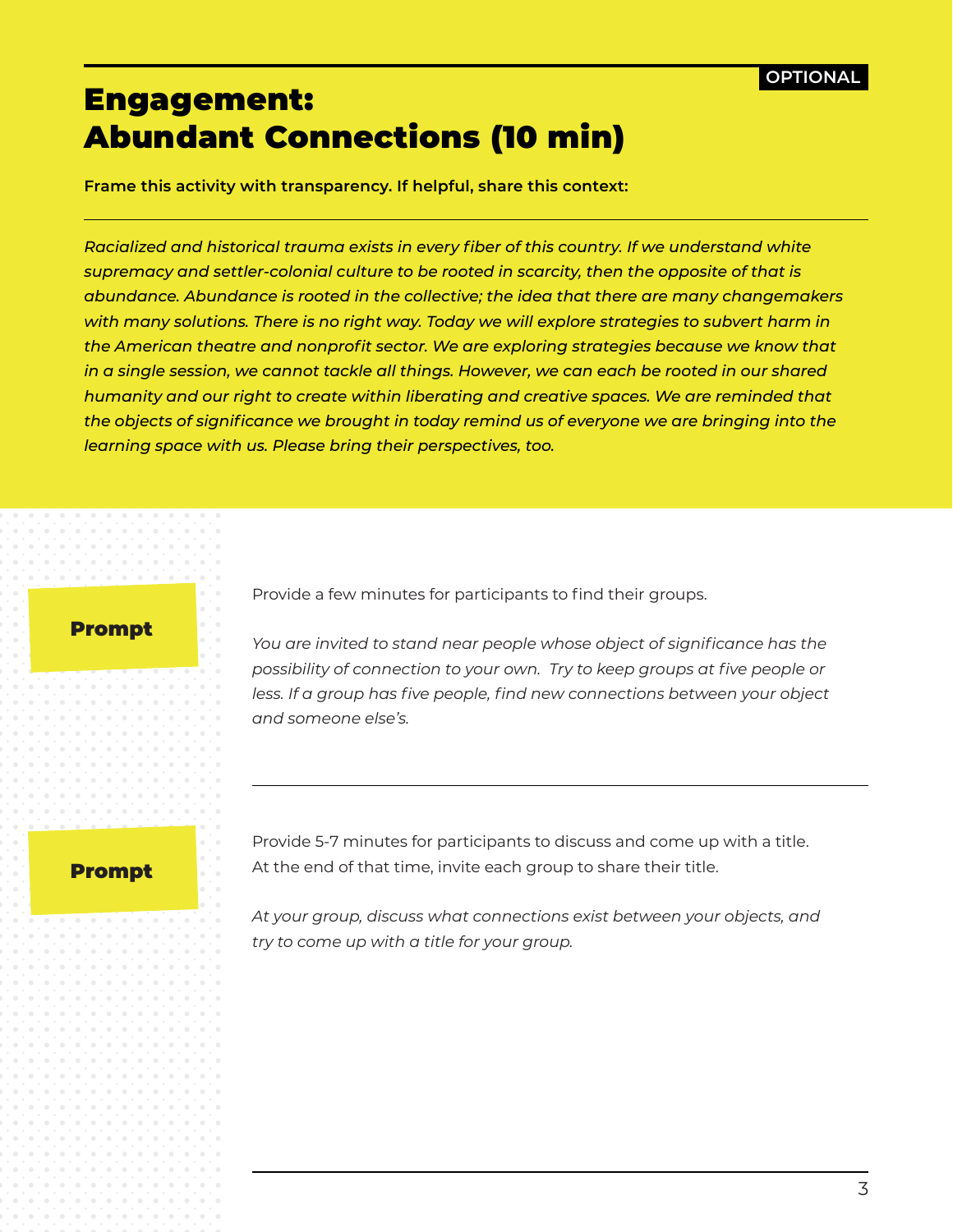OPTIONAL

# Engagement: Abundant Connections (10 min)

**Frame this activity with transparency. If helpful, share this context:**

*Racialized and historical trauma exists in every fiber of this country. If we understand white supremacy and settler-colonial culture to be rooted in scarcity, then the opposite of that is abundance. Abundance is rooted in the collective; the idea that there are many changemakers with many solutions. There is no right way. Today we will explore strategies to subvert harm in the American theatre and nonprofit sector. We are exploring strategies because we know that in a single session, we cannot tackle all things. However, we can each be rooted in our shared humanity and our right to create within liberating and creative spaces. We are reminded that the objects of significance we brought in today remind us of everyone we are bringing into the learning space with us. Please bring their perspectives, too.*

**Prompt**

Provide a few minutes for participants to find their groups.

*You are invited to stand near people whose object of significance has the possibility of connection to your own. Try to keep groups at five people or less. If a group has five people, find new connections between your object and someone else's.*

---

**Prompt**

Provide 5-7 minutes for participants to discuss and come up with a title. At the end of that time, invite each group to share their title.

*At your group, discuss what connections exist between your objects, and try to come up with a title for your group.*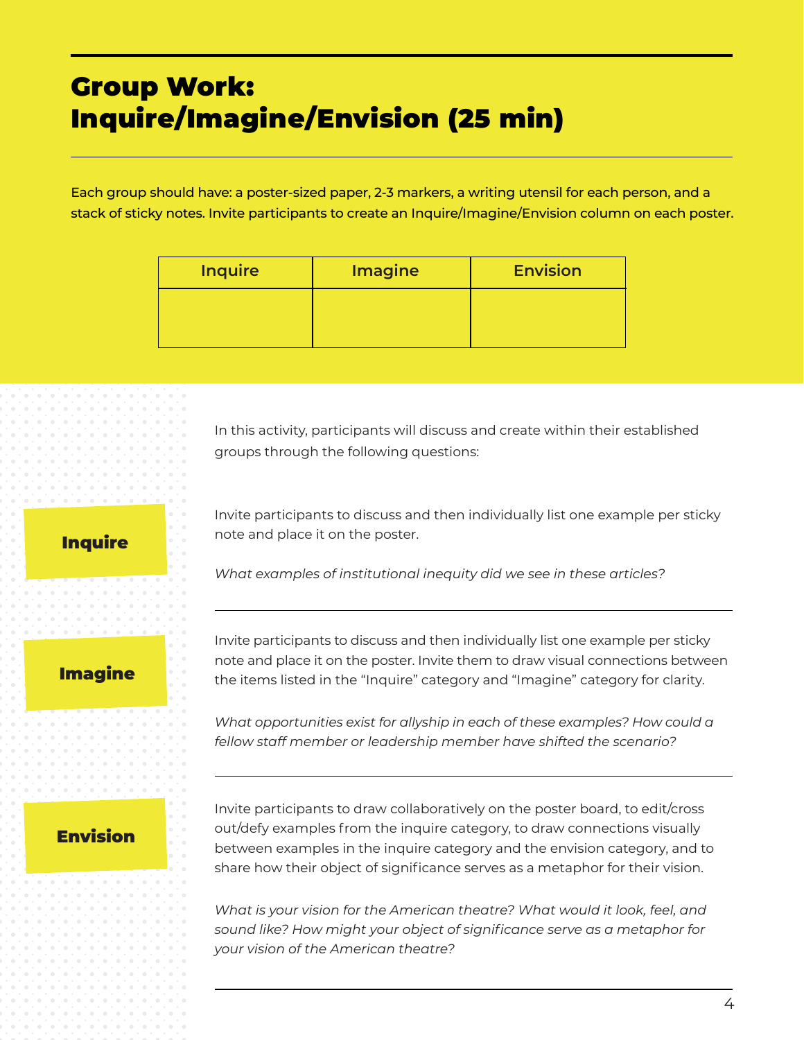# Group Work: Inquire/Imagine/Envision (25 min)

Each group should have: a poster-sized paper, 2-3 markers, a writing utensil for each person, and a stack of sticky notes. Invite participants to create an Inquire/Imagine/Envision column on each poster.

| Inquire | Imagine | Envision |
|---|---|---|
| | | |

In this activity, participants will discuss and create within their established groups through the following questions:

### Inquire

Invite participants to discuss and then individually list one example per sticky note and place it on the poster.

*What examples of institutional inequity did we see in these articles?*

### Imagine

Invite participants to discuss and then individually list one example per sticky note and place it on the poster. Invite them to draw visual connections between the items listed in the "Inquire" category and "Imagine" category for clarity.

*What opportunities exist for allyship in each of these examples? How could a fellow staff member or leadership member have shifted the scenario?*

### Envision

Invite participants to draw collaboratively on the poster board, to edit/cross out/defy examples from the inquire category, to draw connections visually between examples in the inquire category and the envision category, and to share how their object of significance serves as a metaphor for their vision.

*What is your vision for the American theatre? What would it look, feel, and sound like? How might your object of significance serve as a metaphor for your vision of the American theatre?*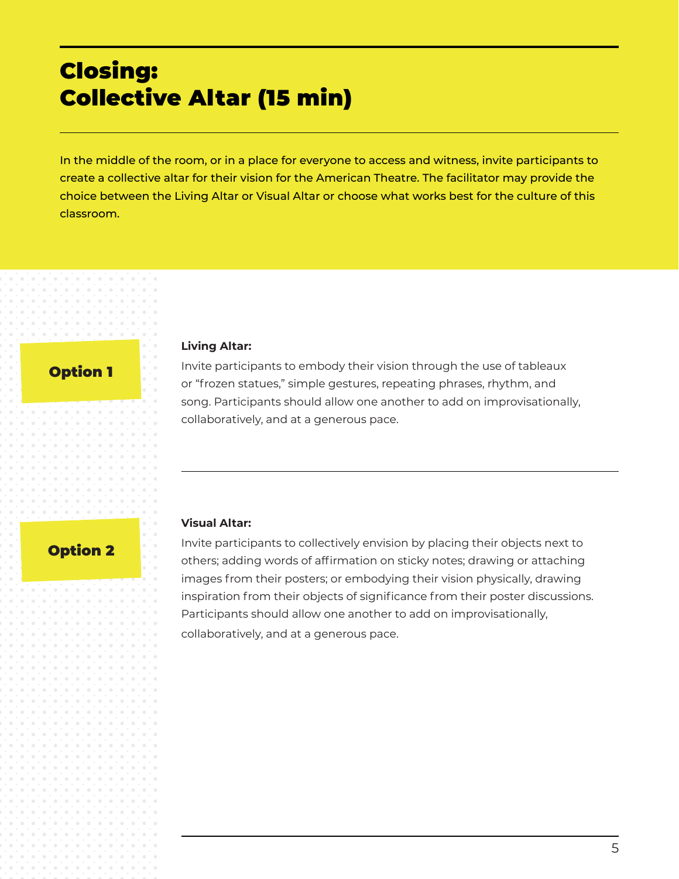# Closing: Collective Altar (15 min)

In the middle of the room, or in a place for everyone to access and witness, invite participants to create a collective altar for their vision for the American Theatre. The facilitator may provide the choice between the Living Altar or Visual Altar or choose what works best for the culture of this classroom.

## Option 1

**Living Altar:**
Invite participants to embody their vision through the use of tableaux or "frozen statues," simple gestures, repeating phrases, rhythm, and song. Participants should allow one another to add on improvisationally, collaboratively, and at a generous pace.

## Option 2

**Visual Altar:**
Invite participants to collectively envision by placing their objects next to others; adding words of affirmation on sticky notes; drawing or attaching images from their posters; or embodying their vision physically, drawing inspiration from their objects of significance from their poster discussions. Participants should allow one another to add on improvisationally, collaboratively, and at a generous pace.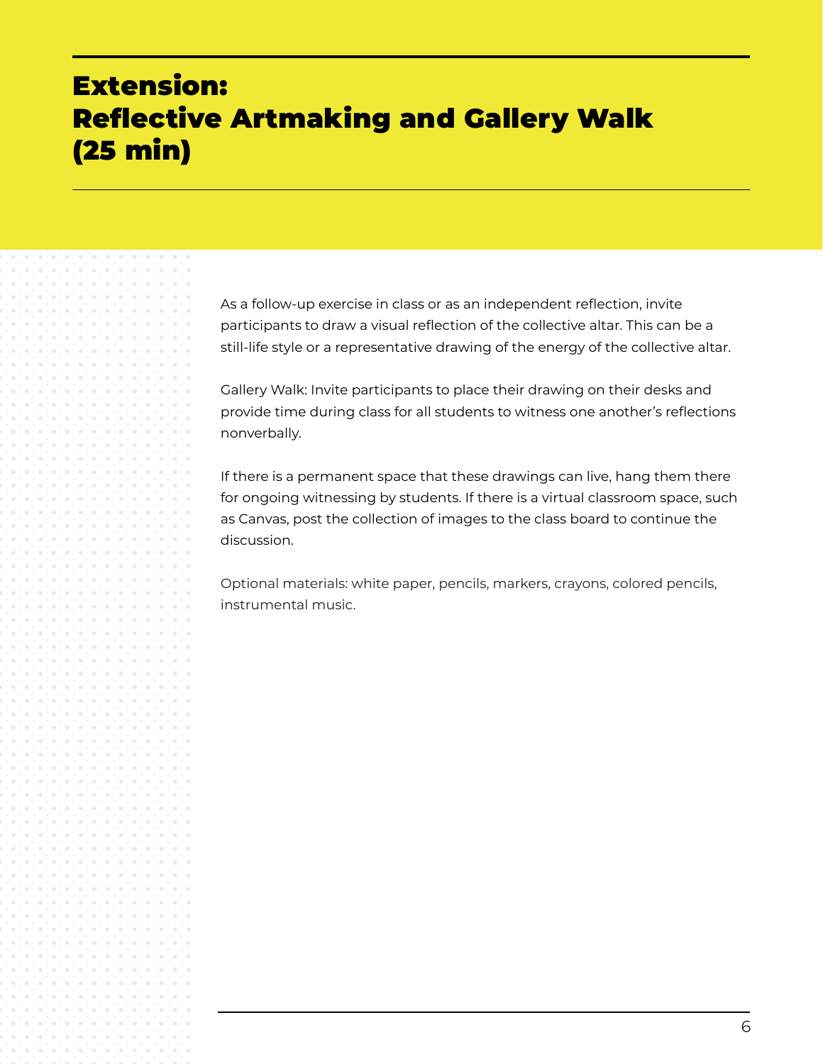# Extension: Reflective Artmaking and Gallery Walk (25 min)

As a follow-up exercise in class or as an independent reflection, invite participants to draw a visual reflection of the collective altar. This can be a still-life style or a representative drawing of the energy of the collective altar.

Gallery Walk: Invite participants to place their drawing on their desks and provide time during class for all students to witness one another's reflections nonverbally.

If there is a permanent space that these drawings can live, hang them there for ongoing witnessing by students. If there is a virtual classroom space, such as Canvas, post the collection of images to the class board to continue the discussion.

Optional materials: white paper, pencils, markers, crayons, colored pencils, instrumental music.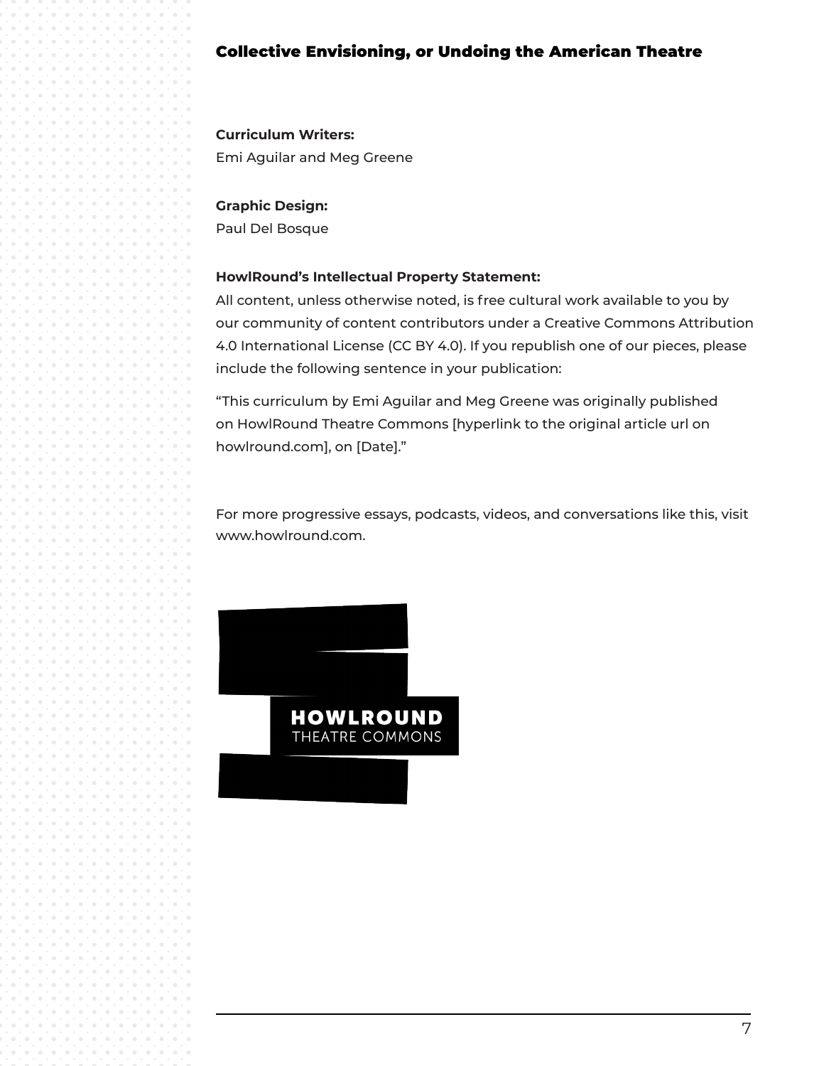**Curriculum Writers:**
Emi Aguilar and Meg Greene

**Graphic Design:**
Paul Del Bosque

**HowlRound's Intellectual Property Statement:**
All content, unless otherwise noted, is free cultural work available to you by our community of content contributors under a Creative Commons Attribution 4.0 International License (CC BY 4.0). If you republish one of our pieces, please include the following sentence in your publication:

"This curriculum by Emi Aguilar and Meg Greene was originally published on HowlRound Theatre Commons [hyperlink to the original article url on howlround.com], on [Date]."

For more progressive essays, podcasts, videos, and conversations like this, visit www.howlround.com.

HOWLROUND
THEATRE COMMONS